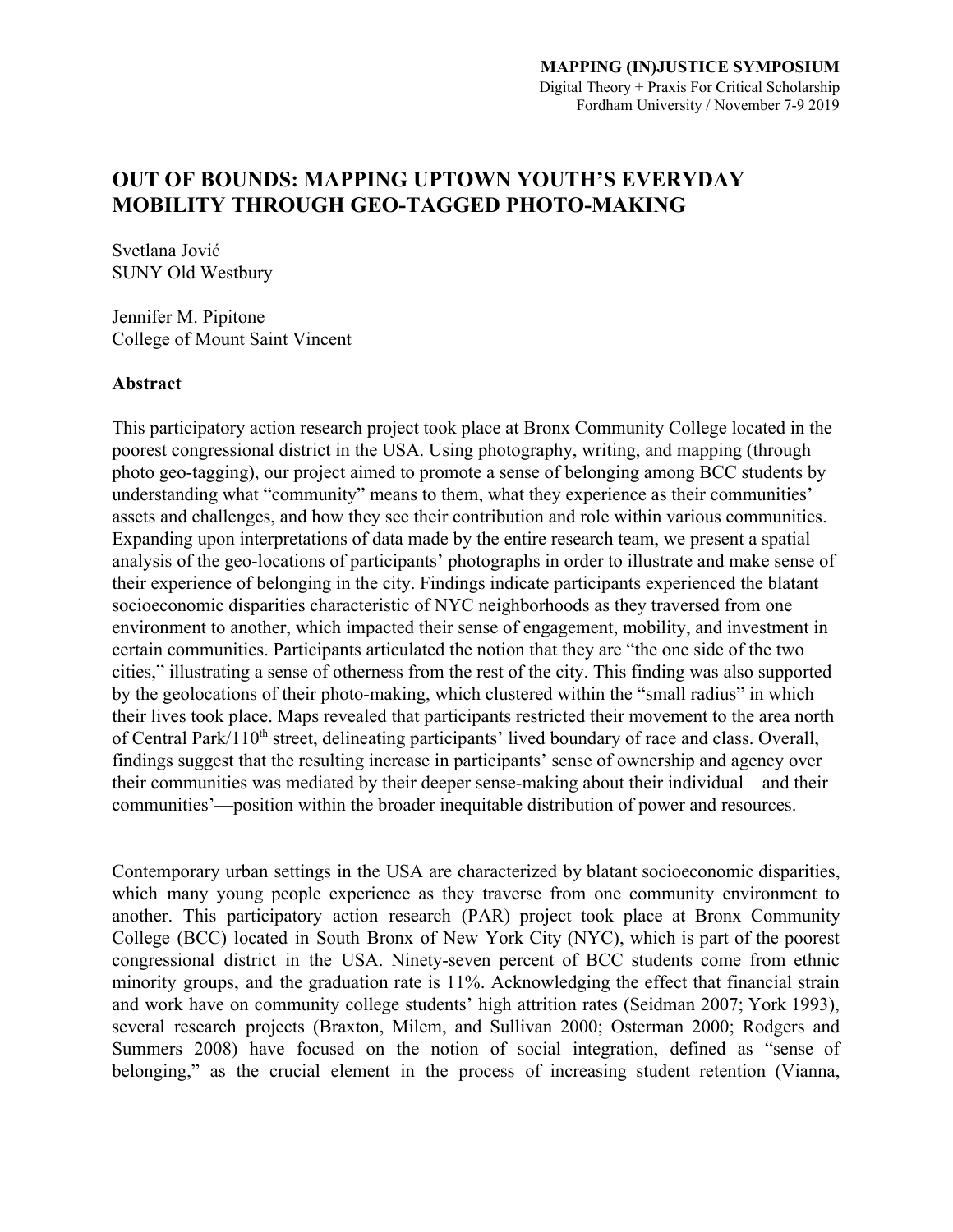# OUT OF BOUNDS: MAPPING UPTOWN YOUTH'S EVERYDAY MOBILITY THROUGH GEO-TAGGED PHOTO-MAKING

Svetlana Jović
SUNY Old Westbury

Jennifer M. Pipitone
College of Mount Saint Vincent

**Abstract**

This participatory action research project took place at Bronx Community College located in the poorest congressional district in the USA. Using photography, writing, and mapping (through photo geo-tagging), our project aimed to promote a sense of belonging among BCC students by understanding what "community" means to them, what they experience as their communities' assets and challenges, and how they see their contribution and role within various communities. Expanding upon interpretations of data made by the entire research team, we present a spatial analysis of the geo-locations of participants' photographs in order to illustrate and make sense of their experience of belonging in the city. Findings indicate participants experienced the blatant socioeconomic disparities characteristic of NYC neighborhoods as they traversed from one environment to another, which impacted their sense of engagement, mobility, and investment in certain communities. Participants articulated the notion that they are "the one side of the two cities," illustrating a sense of otherness from the rest of the city. This finding was also supported by the geolocations of their photo-making, which clustered within the "small radius" in which their lives took place. Maps revealed that participants restricted their movement to the area north of Central Park/110th street, delineating participants' lived boundary of race and class. Overall, findings suggest that the resulting increase in participants' sense of ownership and agency over their communities was mediated by their deeper sense-making about their individual—and their communities'—position within the broader inequitable distribution of power and resources.

Contemporary urban settings in the USA are characterized by blatant socioeconomic disparities, which many young people experience as they traverse from one community environment to another. This participatory action research (PAR) project took place at Bronx Community College (BCC) located in South Bronx of New York City (NYC), which is part of the poorest congressional district in the USA. Ninety-seven percent of BCC students come from ethnic minority groups, and the graduation rate is 11%. Acknowledging the effect that financial strain and work have on community college students' high attrition rates (Seidman 2007; York 1993), several research projects (Braxton, Milem, and Sullivan 2000; Osterman 2000; Rodgers and Summers 2008) have focused on the notion of social integration, defined as "sense of belonging," as the crucial element in the process of increasing student retention (Vianna,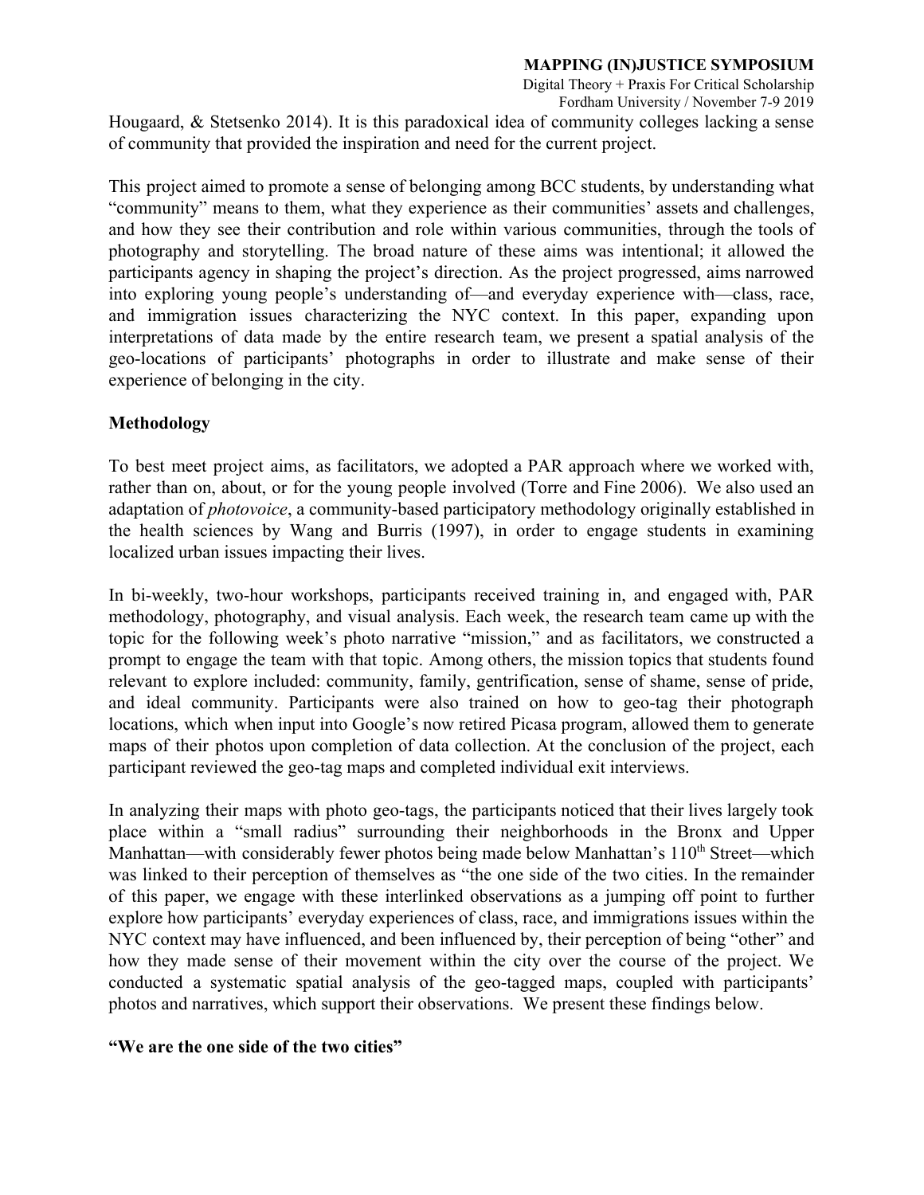Hougaard, & Stetsenko 2014). It is this paradoxical idea of community colleges lacking a sense of community that provided the inspiration and need for the current project.

This project aimed to promote a sense of belonging among BCC students, by understanding what "community" means to them, what they experience as their communities' assets and challenges, and how they see their contribution and role within various communities, through the tools of photography and storytelling. The broad nature of these aims was intentional; it allowed the participants agency in shaping the project's direction. As the project progressed, aims narrowed into exploring young people's understanding of—and everyday experience with—class, race, and immigration issues characterizing the NYC context. In this paper, expanding upon interpretations of data made by the entire research team, we present a spatial analysis of the geo-locations of participants' photographs in order to illustrate and make sense of their experience of belonging in the city.

**Methodology**

To best meet project aims, as facilitators, we adopted a PAR approach where we worked with, rather than on, about, or for the young people involved (Torre and Fine 2006). We also used an adaptation of *photovoice*, a community-based participatory methodology originally established in the health sciences by Wang and Burris (1997), in order to engage students in examining localized urban issues impacting their lives.

In bi-weekly, two-hour workshops, participants received training in, and engaged with, PAR methodology, photography, and visual analysis. Each week, the research team came up with the topic for the following week's photo narrative "mission," and as facilitators, we constructed a prompt to engage the team with that topic. Among others, the mission topics that students found relevant to explore included: community, family, gentrification, sense of shame, sense of pride, and ideal community. Participants were also trained on how to geo-tag their photograph locations, which when input into Google's now retired Picasa program, allowed them to generate maps of their photos upon completion of data collection. At the conclusion of the project, each participant reviewed the geo-tag maps and completed individual exit interviews.

In analyzing their maps with photo geo-tags, the participants noticed that their lives largely took place within a "small radius" surrounding their neighborhoods in the Bronx and Upper Manhattan—with considerably fewer photos being made below Manhattan's 110th Street—which was linked to their perception of themselves as "the one side of the two cities. In the remainder of this paper, we engage with these interlinked observations as a jumping off point to further explore how participants' everyday experiences of class, race, and immigrations issues within the NYC context may have influenced, and been influenced by, their perception of being "other" and how they made sense of their movement within the city over the course of the project. We conducted a systematic spatial analysis of the geo-tagged maps, coupled with participants' photos and narratives, which support their observations. We present these findings below.

**"We are the one side of the two cities"**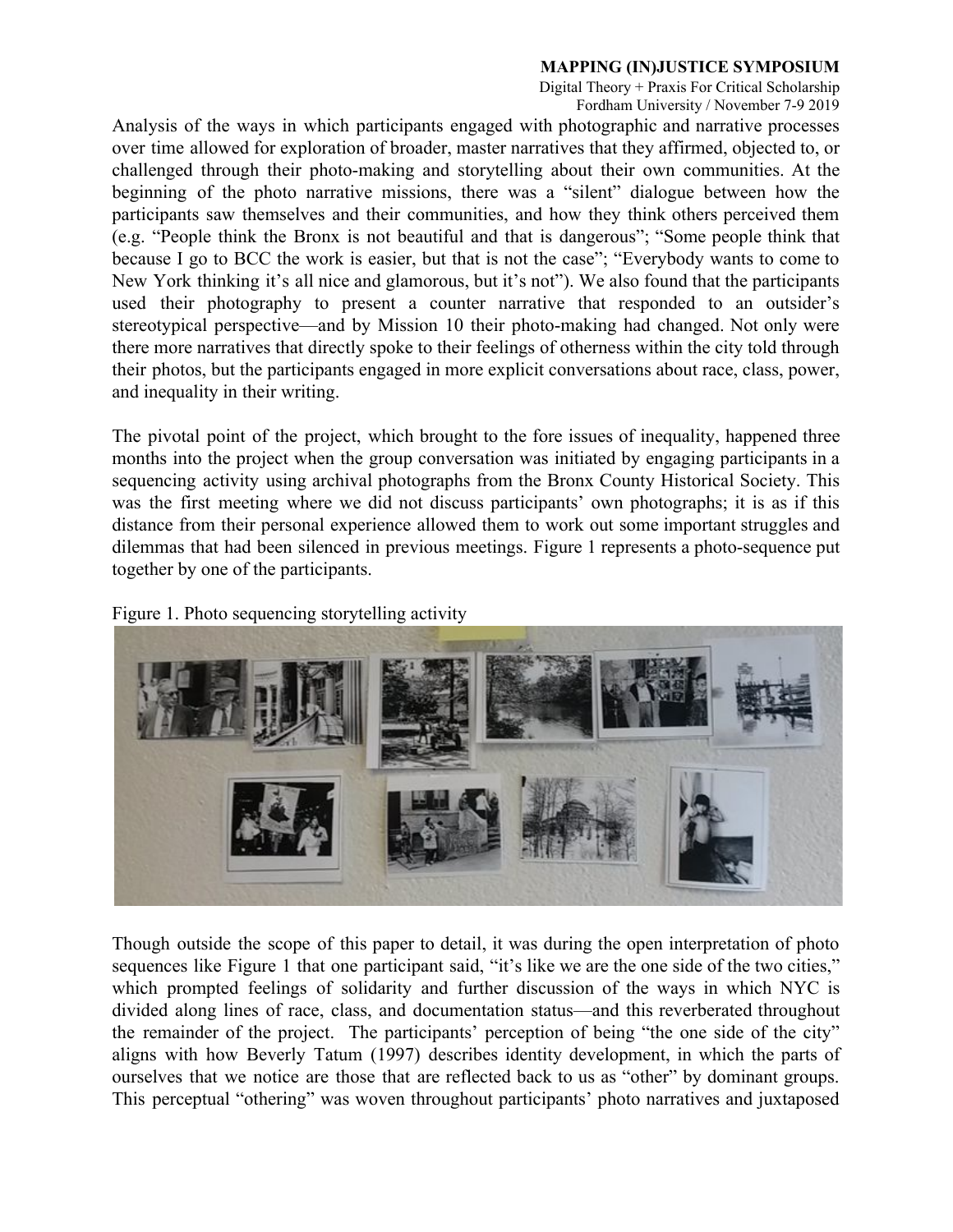Analysis of the ways in which participants engaged with photographic and narrative processes over time allowed for exploration of broader, master narratives that they affirmed, objected to, or challenged through their photo-making and storytelling about their own communities. At the beginning of the photo narrative missions, there was a "silent" dialogue between how the participants saw themselves and their communities, and how they think others perceived them (e.g. "People think the Bronx is not beautiful and that is dangerous"; "Some people think that because I go to BCC the work is easier, but that is not the case"; "Everybody wants to come to New York thinking it's all nice and glamorous, but it's not"). We also found that the participants used their photography to present a counter narrative that responded to an outsider's stereotypical perspective—and by Mission 10 their photo-making had changed. Not only were there more narratives that directly spoke to their feelings of otherness within the city told through their photos, but the participants engaged in more explicit conversations about race, class, power, and inequality in their writing.

The pivotal point of the project, which brought to the fore issues of inequality, happened three months into the project when the group conversation was initiated by engaging participants in a sequencing activity using archival photographs from the Bronx County Historical Society. This was the first meeting where we did not discuss participants' own photographs; it is as if this distance from their personal experience allowed them to work out some important struggles and dilemmas that had been silenced in previous meetings. Figure 1 represents a photo-sequence put together by one of the participants.

Figure 1. Photo sequencing storytelling activity

Though outside the scope of this paper to detail, it was during the open interpretation of photo sequences like Figure 1 that one participant said, "it's like we are the one side of the two cities," which prompted feelings of solidarity and further discussion of the ways in which NYC is divided along lines of race, class, and documentation status—and this reverberated throughout the remainder of the project. The participants' perception of being "the one side of the city" aligns with how Beverly Tatum (1997) describes identity development, in which the parts of ourselves that we notice are those that are reflected back to us as "other" by dominant groups. This perceptual "othering" was woven throughout participants' photo narratives and juxtaposed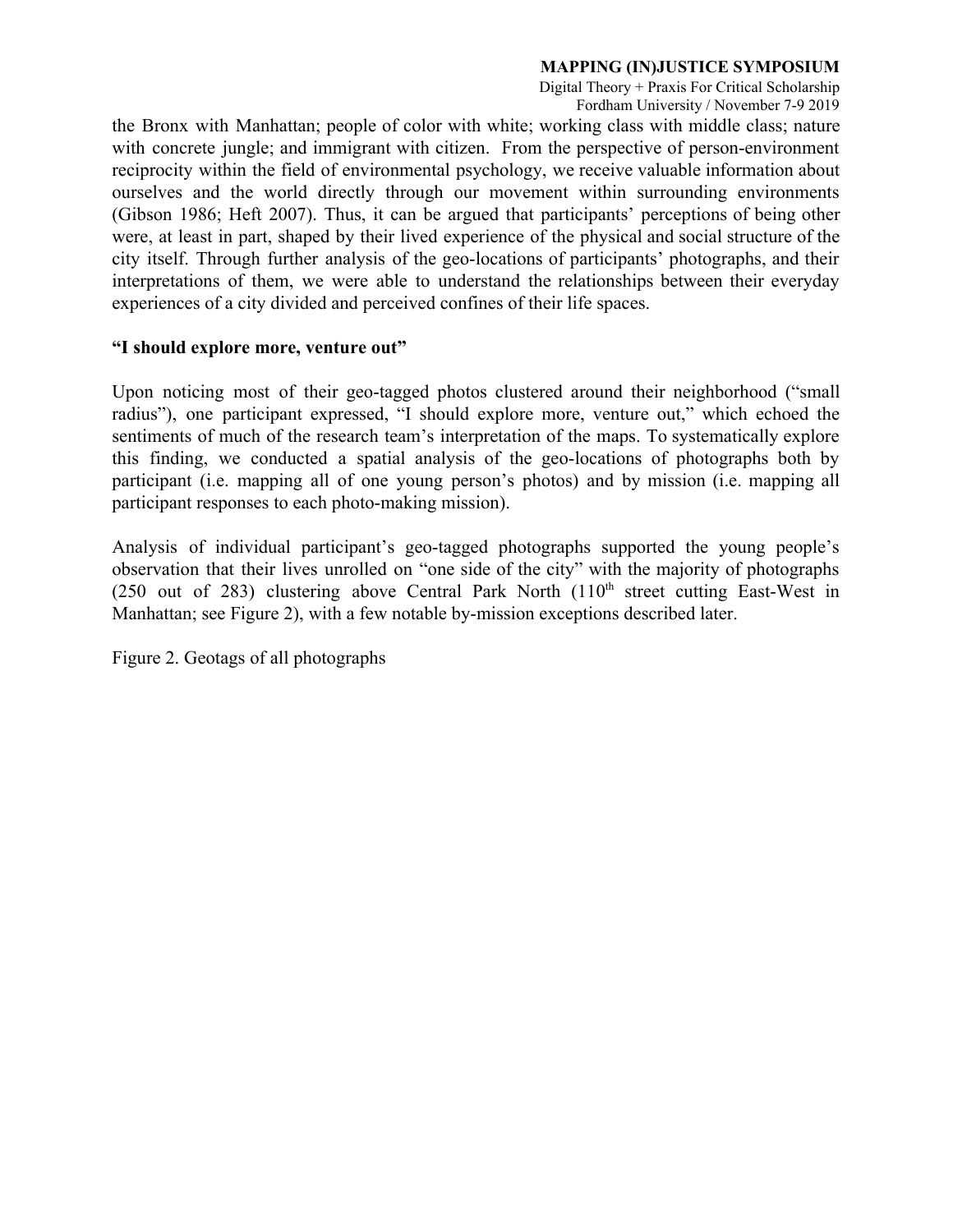the Bronx with Manhattan; people of color with white; working class with middle class; nature with concrete jungle; and immigrant with citizen. From the perspective of person-environment reciprocity within the field of environmental psychology, we receive valuable information about ourselves and the world directly through our movement within surrounding environments (Gibson 1986; Heft 2007). Thus, it can be argued that participants' perceptions of being other were, at least in part, shaped by their lived experience of the physical and social structure of the city itself. Through further analysis of the geo-locations of participants' photographs, and their interpretations of them, we were able to understand the relationships between their everyday experiences of a city divided and perceived confines of their life spaces.

**"I should explore more, venture out"**

Upon noticing most of their geo-tagged photos clustered around their neighborhood ("small radius"), one participant expressed, "I should explore more, venture out," which echoed the sentiments of much of the research team's interpretation of the maps. To systematically explore this finding, we conducted a spatial analysis of the geo-locations of photographs both by participant (i.e. mapping all of one young person's photos) and by mission (i.e. mapping all participant responses to each photo-making mission).

Analysis of individual participant's geo-tagged photographs supported the young people's observation that their lives unrolled on "one side of the city" with the majority of photographs (250 out of 283) clustering above Central Park North (110th street cutting East-West in Manhattan; see Figure 2), with a few notable by-mission exceptions described later.

Figure 2. Geotags of all photographs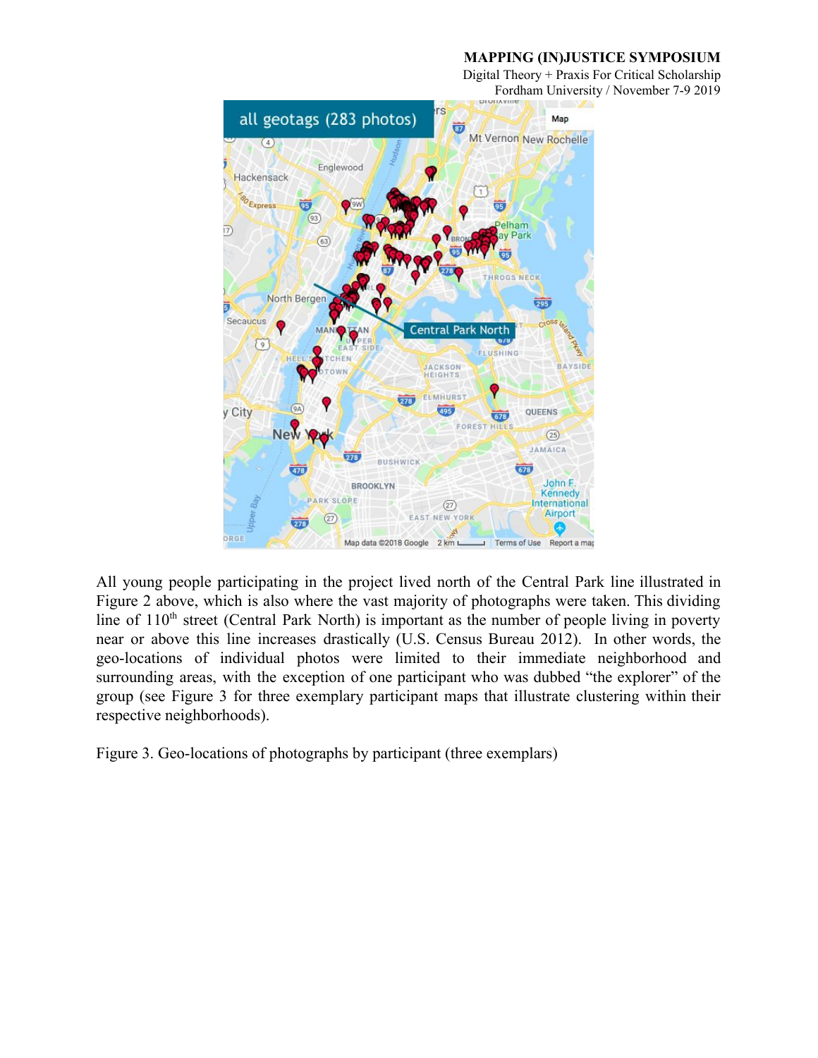All young people participating in the project lived north of the Central Park line illustrated in Figure 2 above, which is also where the vast majority of photographs were taken. This dividing line of 110th street (Central Park North) is important as the number of people living in poverty near or above this line increases drastically (U.S. Census Bureau 2012). In other words, the geo-locations of individual photos were limited to their immediate neighborhood and surrounding areas, with the exception of one participant who was dubbed "the explorer" of the group (see Figure 3 for three exemplary participant maps that illustrate clustering within their respective neighborhoods).

Figure 3. Geo-locations of photographs by participant (three exemplars)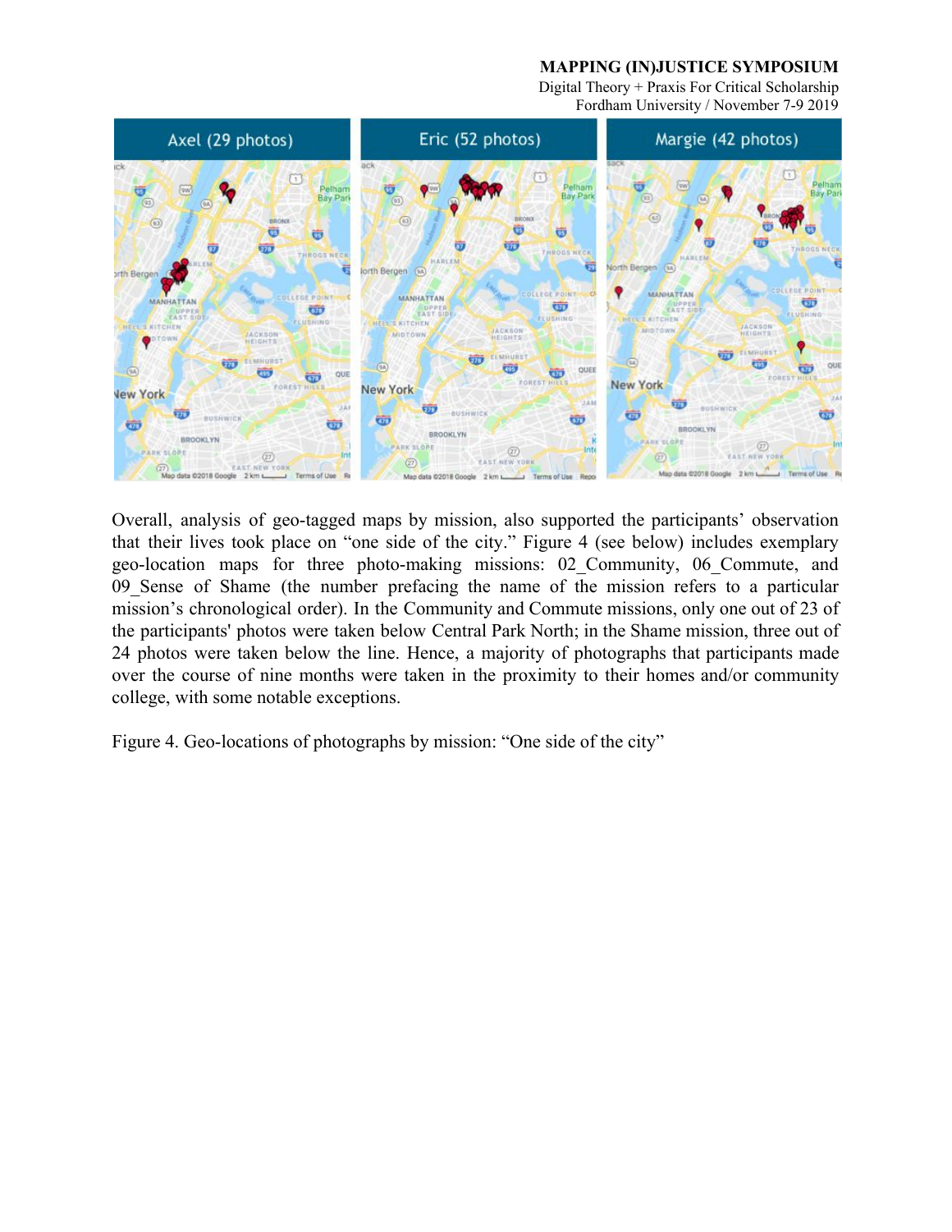Overall, analysis of geo-tagged maps by mission, also supported the participants' observation that their lives took place on "one side of the city." Figure 4 (see below) includes exemplary geo-location maps for three photo-making missions: 02_Community, 06_Commute, and 09_Sense of Shame (the number prefacing the name of the mission refers to a particular mission's chronological order). In the Community and Commute missions, only one out of 23 of the participants' photos were taken below Central Park North; in the Shame mission, three out of 24 photos were taken below the line. Hence, a majority of photographs that participants made over the course of nine months were taken in the proximity to their homes and/or community college, with some notable exceptions.

Figure 4. Geo-locations of photographs by mission: "One side of the city"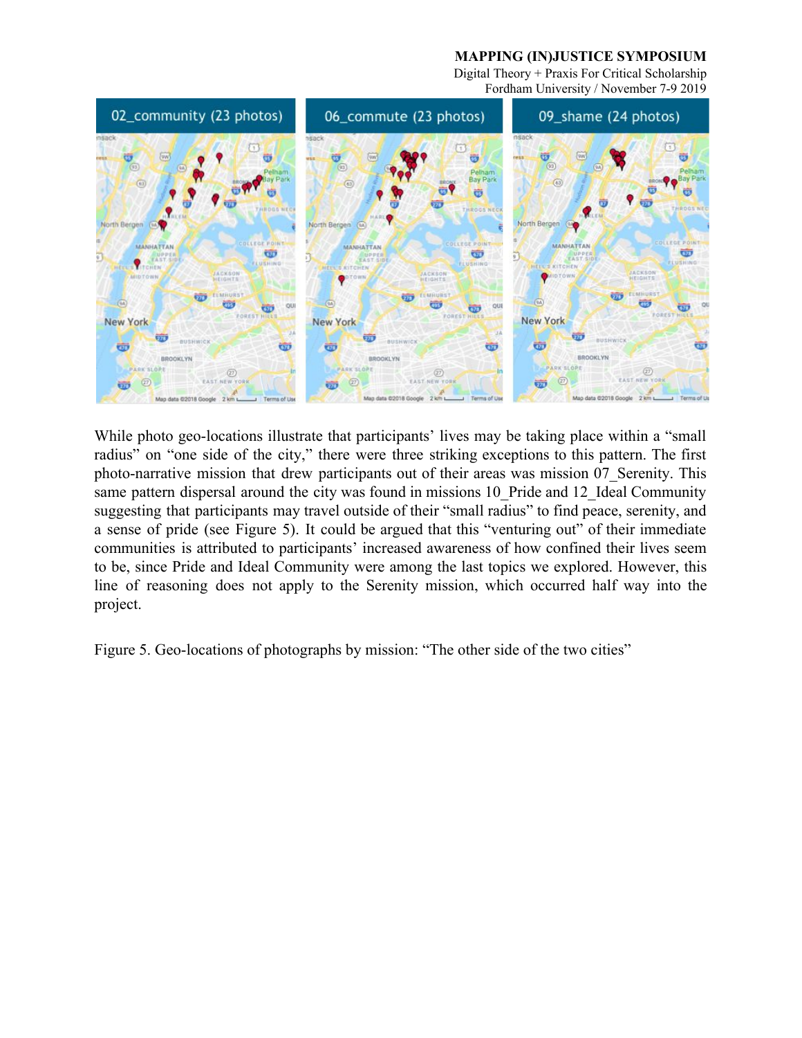While photo geo-locations illustrate that participants' lives may be taking place within a "small radius" on "one side of the city," there were three striking exceptions to this pattern. The first photo-narrative mission that drew participants out of their areas was mission 07_Serenity. This same pattern dispersal around the city was found in missions 10_Pride and 12_Ideal Community suggesting that participants may travel outside of their "small radius" to find peace, serenity, and a sense of pride (see Figure 5). It could be argued that this "venturing out" of their immediate communities is attributed to participants' increased awareness of how confined their lives seem to be, since Pride and Ideal Community were among the last topics we explored. However, this line of reasoning does not apply to the Serenity mission, which occurred half way into the project.

Figure 5. Geo-locations of photographs by mission: "The other side of the two cities"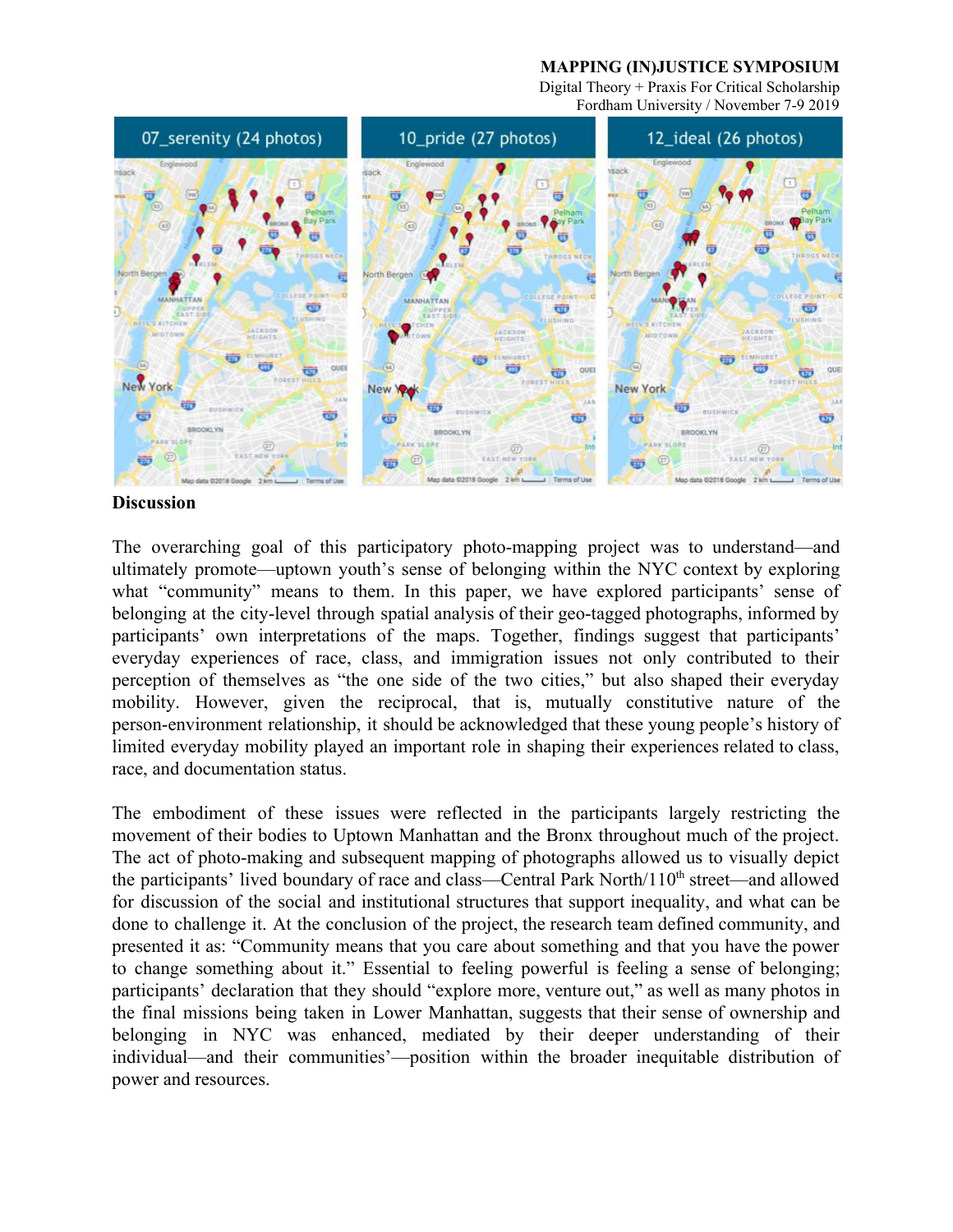07_serenity (24 photos) | 10_pride (27 photos) | 12_ideal (26 photos)

**Discussion**

The overarching goal of this participatory photo-mapping project was to understand—and ultimately promote—uptown youth's sense of belonging within the NYC context by exploring what "community" means to them. In this paper, we have explored participants' sense of belonging at the city-level through spatial analysis of their geo-tagged photographs, informed by participants' own interpretations of the maps. Together, findings suggest that participants' everyday experiences of race, class, and immigration issues not only contributed to their perception of themselves as "the one side of the two cities," but also shaped their everyday mobility. However, given the reciprocal, that is, mutually constitutive nature of the person-environment relationship, it should be acknowledged that these young people's history of limited everyday mobility played an important role in shaping their experiences related to class, race, and documentation status.

The embodiment of these issues were reflected in the participants largely restricting the movement of their bodies to Uptown Manhattan and the Bronx throughout much of the project. The act of photo-making and subsequent mapping of photographs allowed us to visually depict the participants' lived boundary of race and class—Central Park North/110th street—and allowed for discussion of the social and institutional structures that support inequality, and what can be done to challenge it. At the conclusion of the project, the research team defined community, and presented it as: "Community means that you care about something and that you have the power to change something about it." Essential to feeling powerful is feeling a sense of belonging; participants' declaration that they should "explore more, venture out," as well as many photos in the final missions being taken in Lower Manhattan, suggests that their sense of ownership and belonging in NYC was enhanced, mediated by their deeper understanding of their individual—and their communities'—position within the broader inequitable distribution of power and resources.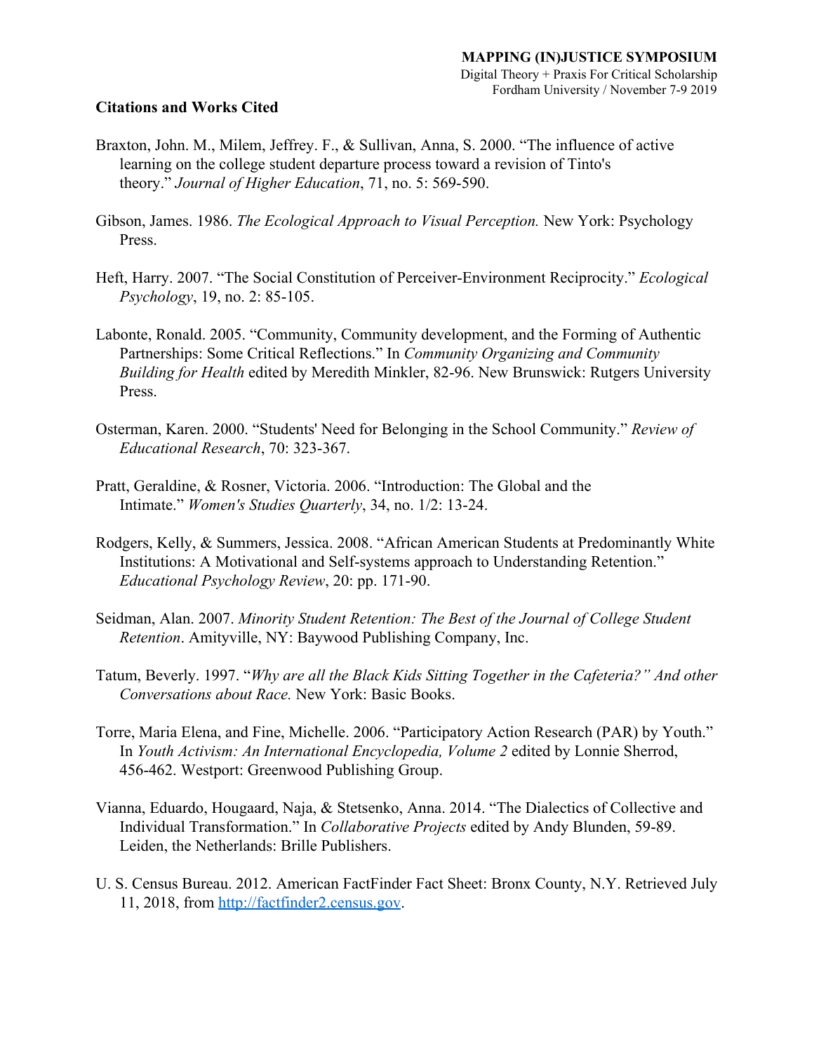## Citations and Works Cited

Braxton, John. M., Milem, Jeffrey. F., & Sullivan, Anna, S. 2000. "The influence of active learning on the college student departure process toward a revision of Tinto's theory." *Journal of Higher Education*, 71, no. 5: 569-590.

Gibson, James. 1986. *The Ecological Approach to Visual Perception.* New York: Psychology Press.

Heft, Harry. 2007. "The Social Constitution of Perceiver-Environment Reciprocity." *Ecological Psychology*, 19, no. 2: 85-105.

Labonte, Ronald. 2005. "Community, Community development, and the Forming of Authentic Partnerships: Some Critical Reflections." In *Community Organizing and Community Building for Health* edited by Meredith Minkler, 82-96. New Brunswick: Rutgers University Press.

Osterman, Karen. 2000. "Students' Need for Belonging in the School Community." *Review of Educational Research*, 70: 323-367.

Pratt, Geraldine, & Rosner, Victoria. 2006. "Introduction: The Global and the Intimate." *Women's Studies Quarterly*, 34, no. 1/2: 13-24.

Rodgers, Kelly, & Summers, Jessica. 2008. "African American Students at Predominantly White Institutions: A Motivational and Self-systems approach to Understanding Retention." *Educational Psychology Review*, 20: pp. 171-90.

Seidman, Alan. 2007. *Minority Student Retention: The Best of the Journal of College Student Retention*. Amityville, NY: Baywood Publishing Company, Inc.

Tatum, Beverly. 1997. "*Why are all the Black Kids Sitting Together in the Cafeteria?" And other Conversations about Race.* New York: Basic Books.

Torre, Maria Elena, and Fine, Michelle. 2006. "Participatory Action Research (PAR) by Youth." In *Youth Activism: An International Encyclopedia, Volume 2* edited by Lonnie Sherrod, 456-462. Westport: Greenwood Publishing Group.

Vianna, Eduardo, Hougaard, Naja, & Stetsenko, Anna. 2014. "The Dialectics of Collective and Individual Transformation." In *Collaborative Projects* edited by Andy Blunden, 59-89. Leiden, the Netherlands: Brille Publishers.

U. S. Census Bureau. 2012. American FactFinder Fact Sheet: Bronx County, N.Y. Retrieved July 11, 2018, from [http://factfinder2.census.gov](http://factfinder2.census.gov).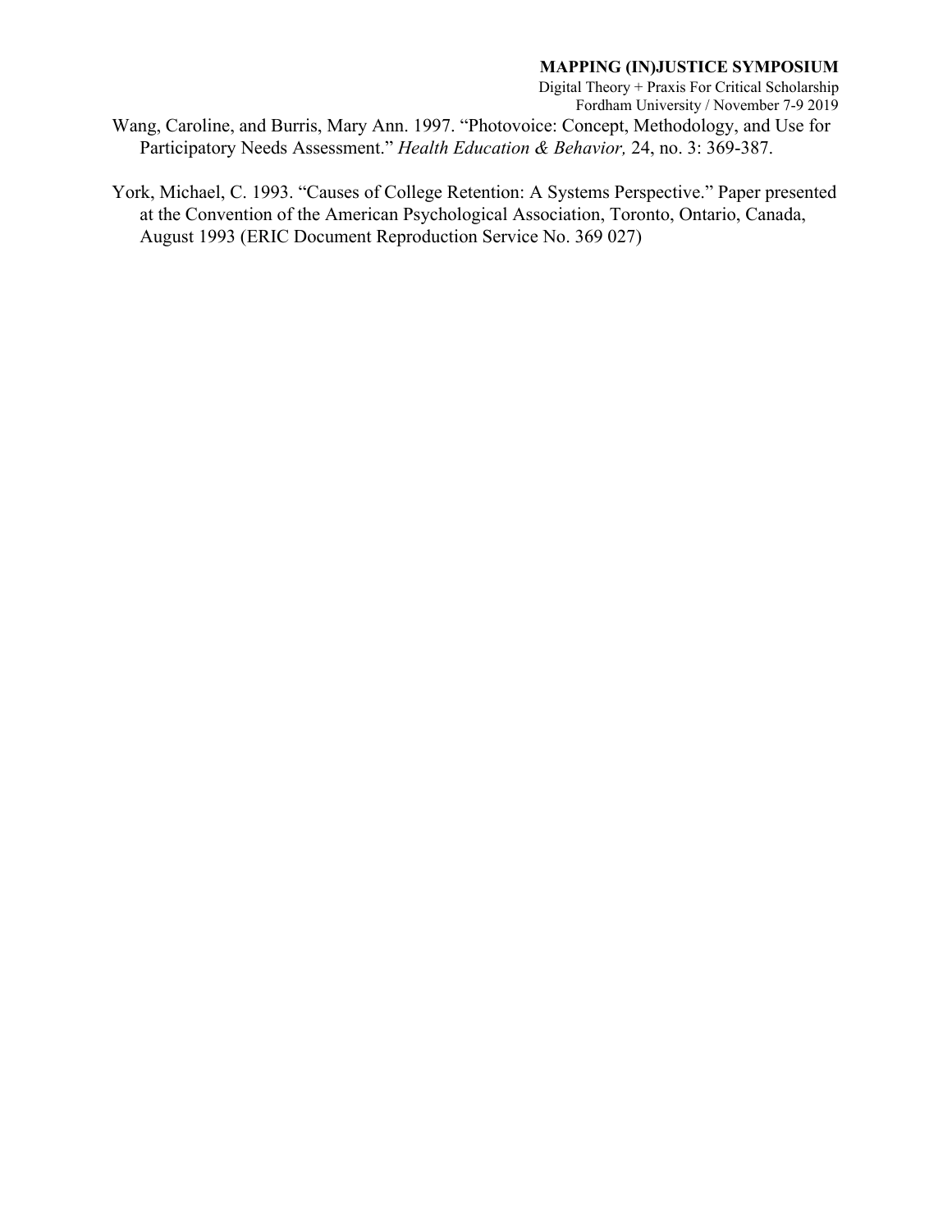Wang, Caroline, and Burris, Mary Ann. 1997. “Photovoice: Concept, Methodology, and Use for Participatory Needs Assessment.” *Health Education & Behavior,* 24, no. 3: 369-387.

York, Michael, C. 1993. “Causes of College Retention: A Systems Perspective.” Paper presented at the Convention of the American Psychological Association, Toronto, Ontario, Canada, August 1993 (ERIC Document Reproduction Service No. 369 027)